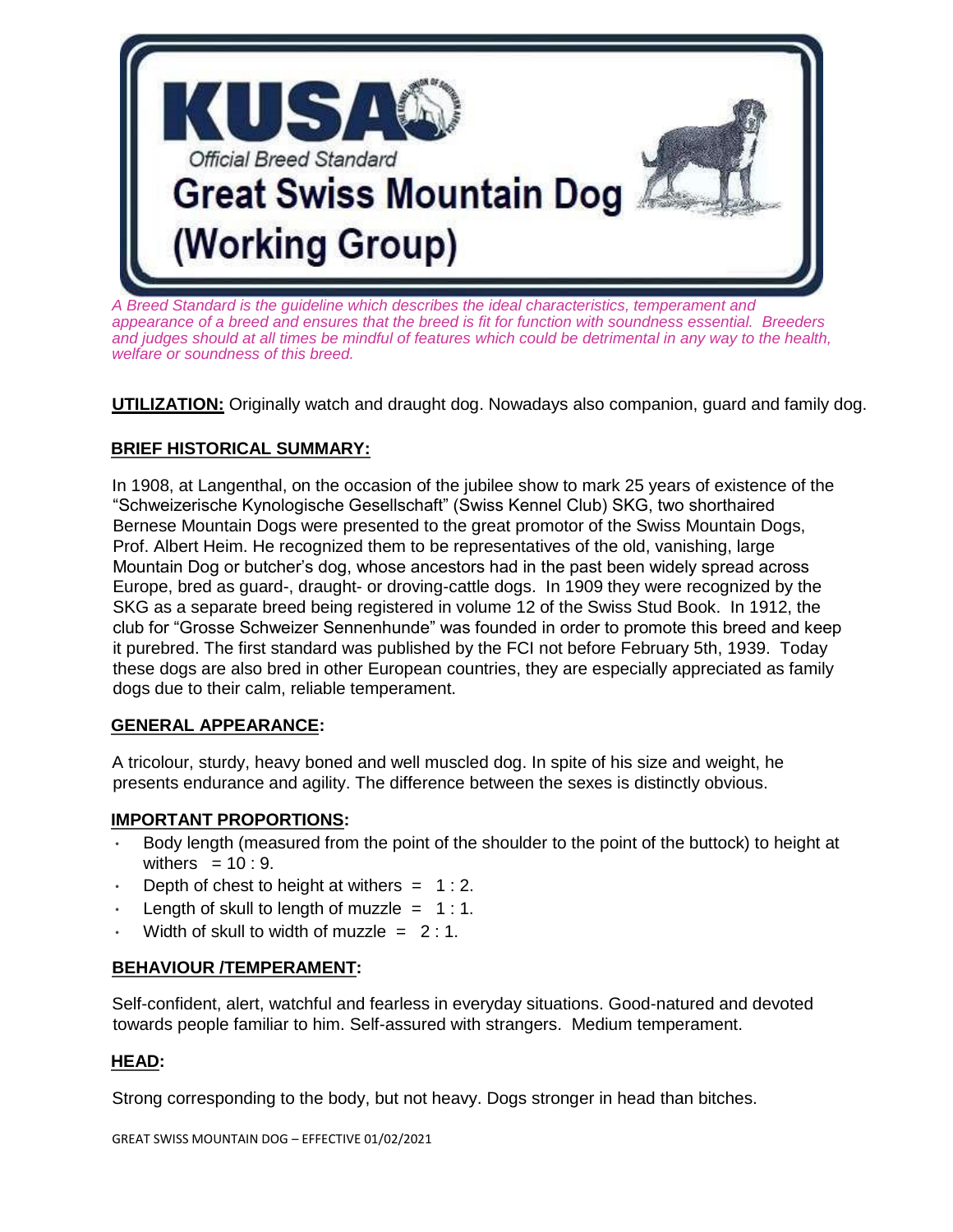# KUSA

*Official Breed Standard*

# Great Swiss Mountain Dog (Working Group)

*A Breed Standard is the guideline which describes the ideal characteristics, temperament and appearance of a breed and ensures that the breed is fit for function with soundness essential. Breeders and judges should at all times be mindful of features which could be detrimental in any way to the health, welfare or soundness of this breed.*

**UTILIZATION:** Originally watch and draught dog. Nowadays also companion, guard and family dog.

## BRIEF HISTORICAL SUMMARY:

In 1908, at Langenthal, on the occasion of the jubilee show to mark 25 years of existence of the "Schweizerische Kynologische Gesellschaft" (Swiss Kennel Club) SKG, two shorthaired Bernese Mountain Dogs were presented to the great promotor of the Swiss Mountain Dogs, Prof. Albert Heim. He recognized them to be representatives of the old, vanishing, large Mountain Dog or butcher's dog, whose ancestors had in the past been widely spread across Europe, bred as guard-, draught- or droving-cattle dogs. In 1909 they were recognized by the SKG as a separate breed being registered in volume 12 of the Swiss Stud Book. In 1912, the club for "Grosse Schweizer Sennenhunde" was founded in order to promote this breed and keep it purebred. The first standard was published by the FCI not before February 5th, 1939. Today these dogs are also bred in other European countries, they are especially appreciated as family dogs due to their calm, reliable temperament.

## GENERAL APPEARANCE:

A tricolour, sturdy, heavy boned and well muscled dog. In spite of his size and weight, he presents endurance and agility. The difference between the sexes is distinctly obvious.

## IMPORTANT PROPORTIONS:

- Body length (measured from the point of the shoulder to the point of the buttock) to height at withers = 10 : 9.
- Depth of chest to height at withers = 1 : 2.
- Length of skull to length of muzzle = 1 : 1.
- Width of skull to width of muzzle = 2 : 1.

## BEHAVIOUR /TEMPERAMENT:

Self-confident, alert, watchful and fearless in everyday situations. Good-natured and devoted towards people familiar to him. Self-assured with strangers. Medium temperament.

## HEAD:

Strong corresponding to the body, but not heavy. Dogs stronger in head than bitches.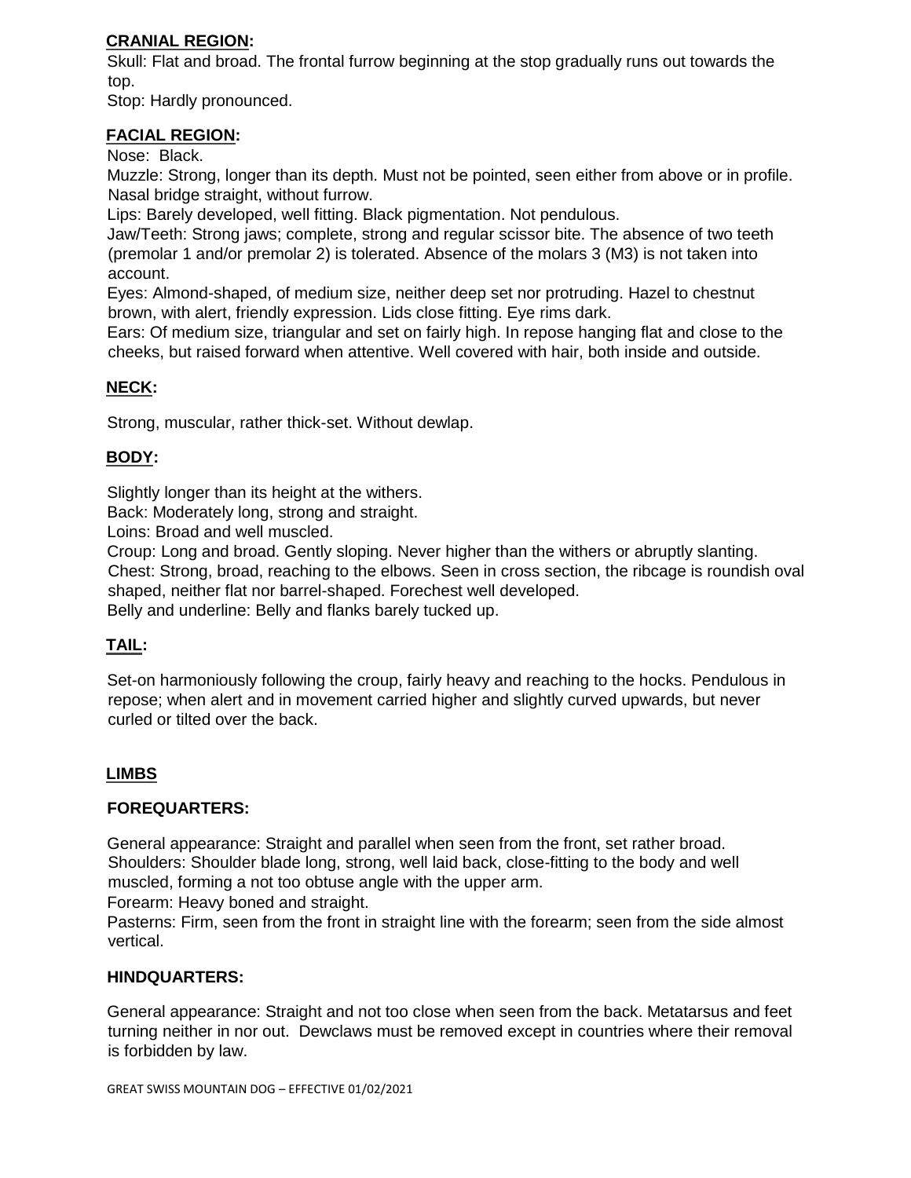## CRANIAL REGION:

Skull: Flat and broad. The frontal furrow beginning at the stop gradually runs out towards the top.

Stop: Hardly pronounced.

## FACIAL REGION:

Nose: Black.

Muzzle: Strong, longer than its depth. Must not be pointed, seen either from above or in profile. Nasal bridge straight, without furrow.

Lips: Barely developed, well fitting. Black pigmentation. Not pendulous.

Jaw/Teeth: Strong jaws; complete, strong and regular scissor bite. The absence of two teeth (premolar 1 and/or premolar 2) is tolerated. Absence of the molars 3 (M3) is not taken into account.

Eyes: Almond-shaped, of medium size, neither deep set nor protruding. Hazel to chestnut brown, with alert, friendly expression. Lids close fitting. Eye rims dark.

Ears: Of medium size, triangular and set on fairly high. In repose hanging flat and close to the cheeks, but raised forward when attentive. Well covered with hair, both inside and outside.

## NECK:

Strong, muscular, rather thick-set. Without dewlap.

## BODY:

Slightly longer than its height at the withers.

Back: Moderately long, strong and straight.

Loins: Broad and well muscled.

Croup: Long and broad. Gently sloping. Never higher than the withers or abruptly slanting.

Chest: Strong, broad, reaching to the elbows. Seen in cross section, the ribcage is roundish oval shaped, neither flat nor barrel-shaped. Forechest well developed.

Belly and underline: Belly and flanks barely tucked up.

## TAIL:

Set-on harmoniously following the croup, fairly heavy and reaching to the hocks. Pendulous in repose; when alert and in movement carried higher and slightly curved upwards, but never curled or tilted over the back.

## LIMBS

### FOREQUARTERS:

General appearance: Straight and parallel when seen from the front, set rather broad.

Shoulders: Shoulder blade long, strong, well laid back, close-fitting to the body and well muscled, forming a not too obtuse angle with the upper arm.

Forearm: Heavy boned and straight.

Pasterns: Firm, seen from the front in straight line with the forearm; seen from the side almost vertical.

### HINDQUARTERS:

General appearance: Straight and not too close when seen from the back. Metatarsus and feet turning neither in nor out. Dewclaws must be removed except in countries where their removal is forbidden by law.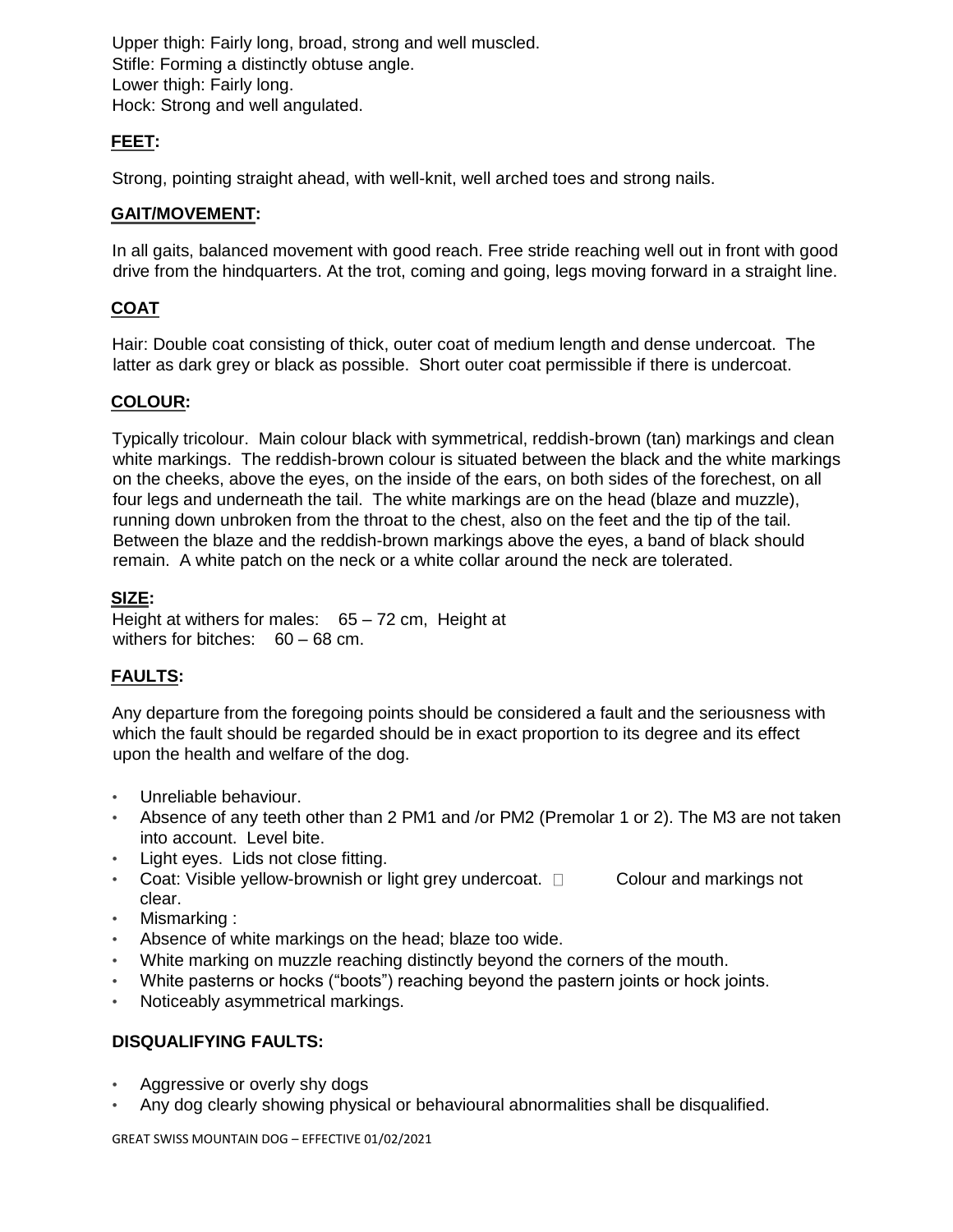Upper thigh: Fairly long, broad, strong and well muscled.
Stifle: Forming a distinctly obtuse angle.
Lower thigh: Fairly long.
Hock: Strong and well angulated.

## FEET:

Strong, pointing straight ahead, with well-knit, well arched toes and strong nails.

## GAIT/MOVEMENT:

In all gaits, balanced movement with good reach. Free stride reaching well out in front with good drive from the hindquarters. At the trot, coming and going, legs moving forward in a straight line.

## COAT

Hair: Double coat consisting of thick, outer coat of medium length and dense undercoat. The latter as dark grey or black as possible. Short outer coat permissible if there is undercoat.

## COLOUR:

Typically tricolour. Main colour black with symmetrical, reddish-brown (tan) markings and clean white markings. The reddish-brown colour is situated between the black and the white markings on the cheeks, above the eyes, on the inside of the ears, on both sides of the forechest, on all four legs and underneath the tail. The white markings are on the head (blaze and muzzle), running down unbroken from the throat to the chest, also on the feet and the tip of the tail. Between the blaze and the reddish-brown markings above the eyes, a band of black should remain. A white patch on the neck or a white collar around the neck are tolerated.

## SIZE:

Height at withers for males: 65 – 72 cm, Height at withers for bitches: 60 – 68 cm.

## FAULTS:

Any departure from the foregoing points should be considered a fault and the seriousness with which the fault should be regarded should be in exact proportion to its degree and its effect upon the health and welfare of the dog.

- Unreliable behaviour.
- Absence of any teeth other than 2 PM1 and /or PM2 (Premolar 1 or 2). The M3 are not taken into account. Level bite.
- Light eyes. Lids not close fitting.
- Coat: Visible yellow-brownish or light grey undercoat.  Colour and markings not clear.
- Mismarking :
- Absence of white markings on the head; blaze too wide.
- White marking on muzzle reaching distinctly beyond the corners of the mouth.
- White pasterns or hocks ("boots") reaching beyond the pastern joints or hock joints.
- Noticeably asymmetrical markings.

## DISQUALIFYING FAULTS:

- Aggressive or overly shy dogs
- Any dog clearly showing physical or behavioural abnormalities shall be disqualified.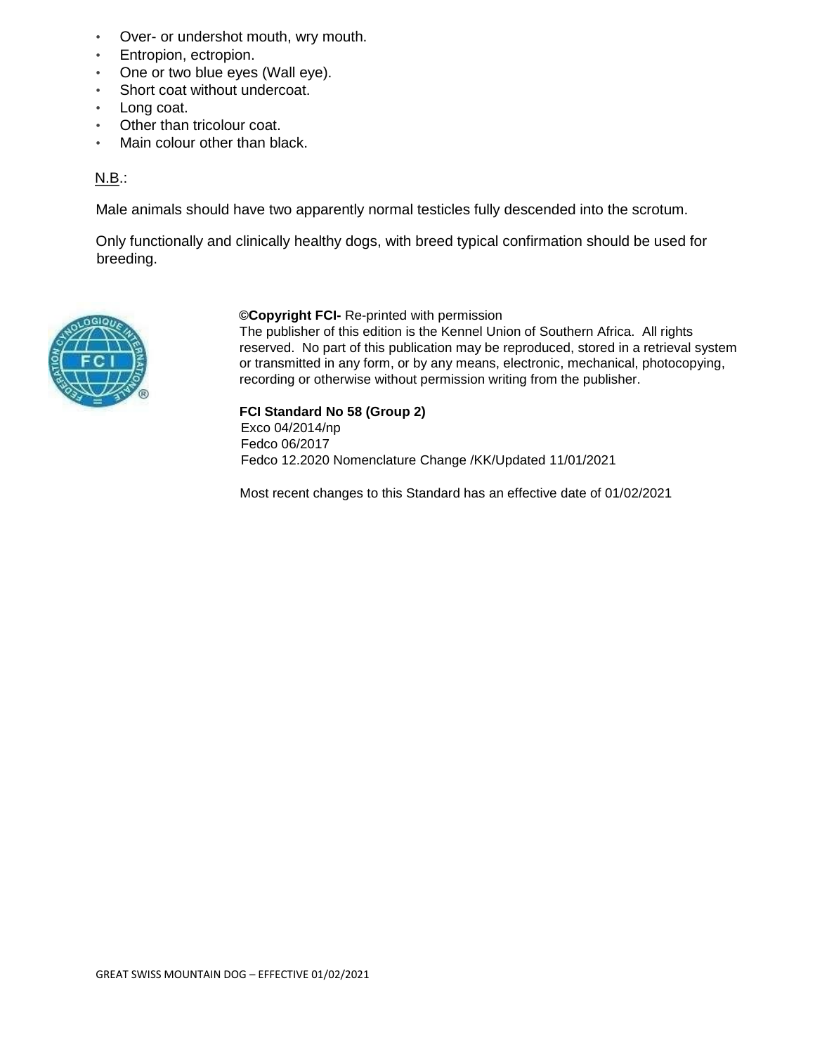- Over- or undershot mouth, wry mouth.
- Entropion, ectropion.
- One or two blue eyes (Wall eye).
- Short coat without undercoat.
- Long coat.
- Other than tricolour coat.
- Main colour other than black.

N.B.:

Male animals should have two apparently normal testicles fully descended into the scrotum.

Only functionally and clinically healthy dogs, with breed typical confirmation should be used for breeding.

**©Copyright FCI-** Re-printed with permission
The publisher of this edition is the Kennel Union of Southern Africa. All rights reserved. No part of this publication may be reproduced, stored in a retrieval system or transmitted in any form, or by any means, electronic, mechanical, photocopying, recording or otherwise without permission writing from the publisher.

**FCI Standard No 58 (Group 2)**
Exco 04/2014/np
Fedco 06/2017
Fedco 12.2020 Nomenclature Change /KK/Updated 11/01/2021

Most recent changes to this Standard has an effective date of 01/02/2021